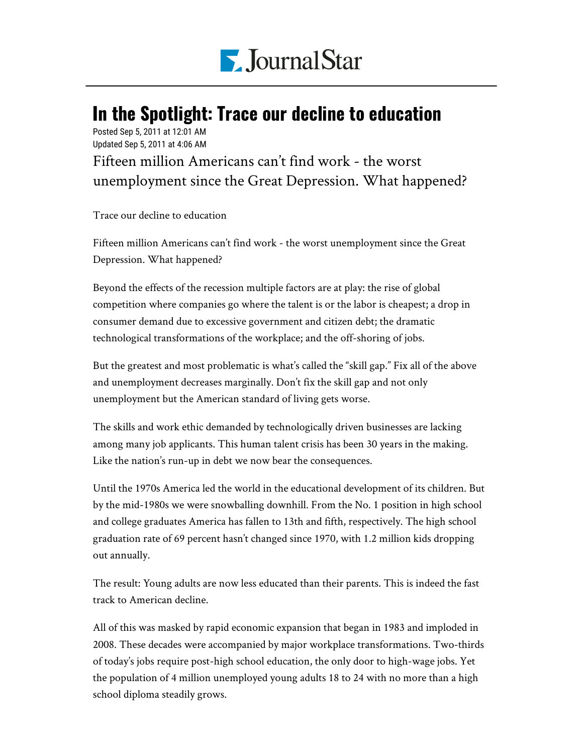# In the Spotlight: Trace our decline to education

Posted Sep 5, 2011 at 12:01 AM
Updated Sep 5, 2011 at 4:06 AM

Fifteen million Americans can't find work - the worst unemployment since the Great Depression. What happened?

Trace our decline to education

Fifteen million Americans can't find work - the worst unemployment since the Great Depression. What happened?

Beyond the effects of the recession multiple factors are at play: the rise of global competition where companies go where the talent is or the labor is cheapest; a drop in consumer demand due to excessive government and citizen debt; the dramatic technological transformations of the workplace; and the off-shoring of jobs.

But the greatest and most problematic is what's called the "skill gap." Fix all of the above and unemployment decreases marginally. Don't fix the skill gap and not only unemployment but the American standard of living gets worse.

The skills and work ethic demanded by technologically driven businesses are lacking among many job applicants. This human talent crisis has been 30 years in the making. Like the nation's run-up in debt we now bear the consequences.

Until the 1970s America led the world in the educational development of its children. But by the mid-1980s we were snowballing downhill. From the No. 1 position in high school and college graduates America has fallen to 13th and fifth, respectively. The high school graduation rate of 69 percent hasn't changed since 1970, with 1.2 million kids dropping out annually.

The result: Young adults are now less educated than their parents. This is indeed the fast track to American decline.

All of this was masked by rapid economic expansion that began in 1983 and imploded in 2008. These decades were accompanied by major workplace transformations. Two-thirds of today's jobs require post-high school education, the only door to high-wage jobs. Yet the population of 4 million unemployed young adults 18 to 24 with no more than a high school diploma steadily grows.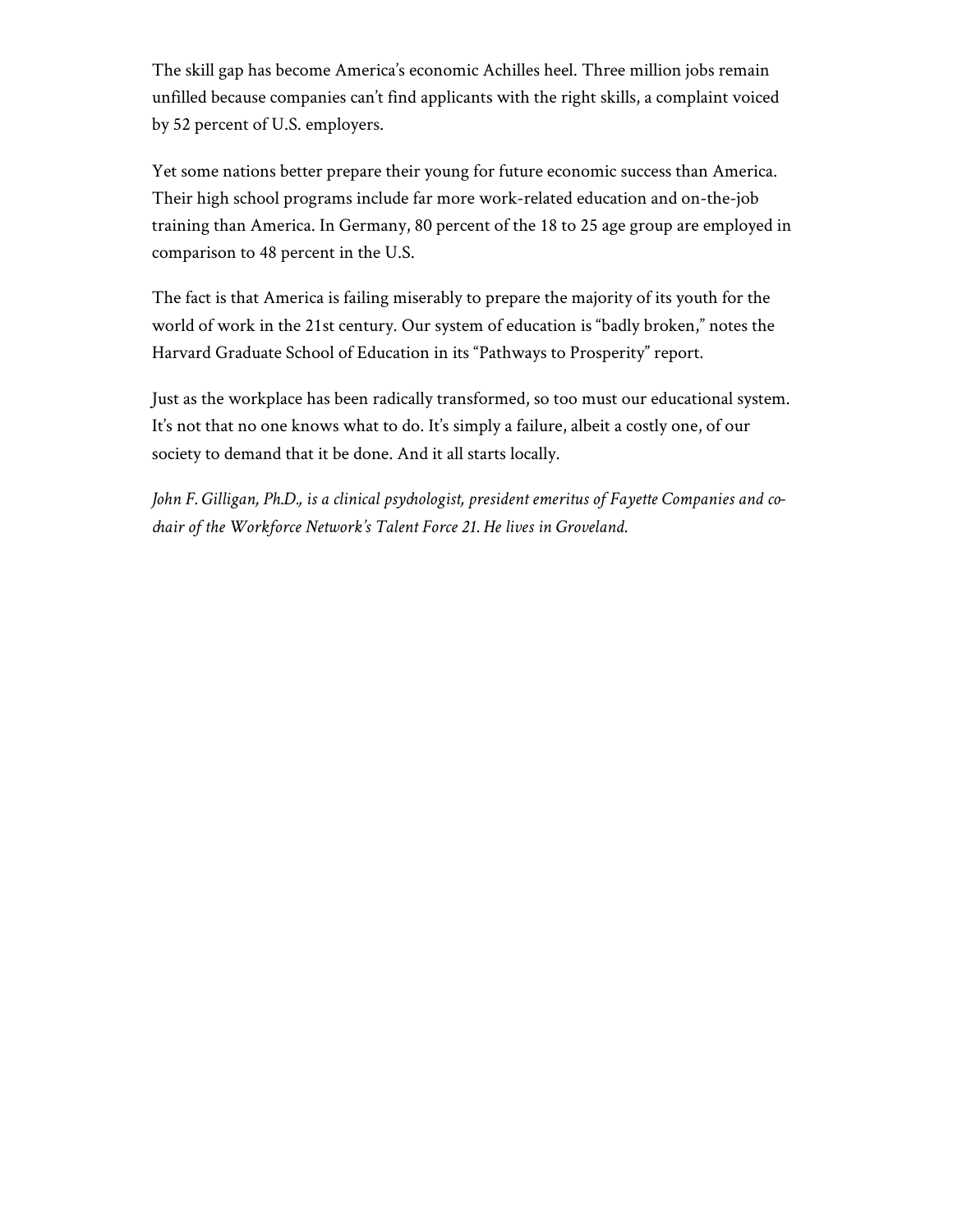The skill gap has become America's economic Achilles heel. Three million jobs remain unfilled because companies can't find applicants with the right skills, a complaint voiced by 52 percent of U.S. employers.

Yet some nations better prepare their young for future economic success than America. Their high school programs include far more work-related education and on-the-job training than America. In Germany, 80 percent of the 18 to 25 age group are employed in comparison to 48 percent in the U.S.

The fact is that America is failing miserably to prepare the majority of its youth for the world of work in the 21st century. Our system of education is "badly broken," notes the Harvard Graduate School of Education in its "Pathways to Prosperity" report.

Just as the workplace has been radically transformed, so too must our educational system. It's not that no one knows what to do. It's simply a failure, albeit a costly one, of our society to demand that it be done. And it all starts locally.

*John F. Gilligan, Ph.D., is a clinical psychologist, president emeritus of Fayette Companies and co-chair of the Workforce Network's Talent Force 21. He lives in Groveland.*